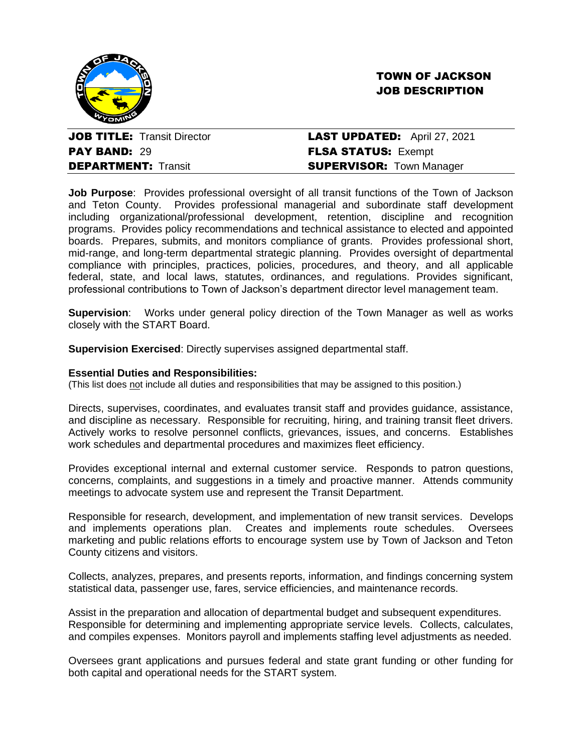# TOWN OF JACKSON
# JOB DESCRIPTION

| | |
|---|---|
| **JOB TITLE:** Transit Director | **LAST UPDATED:** April 27, 2021 |
| **PAY BAND:** 29 | **FLSA STATUS:** Exempt |
| **DEPARTMENT:** Transit | **SUPERVISOR:** Town Manager |

**Job Purpose**: Provides professional oversight of all transit functions of the Town of Jackson and Teton County. Provides professional managerial and subordinate staff development including organizational/professional development, retention, discipline and recognition programs. Provides policy recommendations and technical assistance to elected and appointed boards. Prepares, submits, and monitors compliance of grants. Provides professional short, mid-range, and long-term departmental strategic planning. Provides oversight of departmental compliance with principles, practices, policies, procedures, and theory, and all applicable federal, state, and local laws, statutes, ordinances, and regulations. Provides significant, professional contributions to Town of Jackson's department director level management team.

**Supervision**: Works under general policy direction of the Town Manager as well as works closely with the START Board.

**Supervision Exercised**: Directly supervises assigned departmental staff.

**Essential Duties and Responsibilities:**

(This list does not include all duties and responsibilities that may be assigned to this position.)

Directs, supervises, coordinates, and evaluates transit staff and provides guidance, assistance, and discipline as necessary. Responsible for recruiting, hiring, and training transit fleet drivers. Actively works to resolve personnel conflicts, grievances, issues, and concerns. Establishes work schedules and departmental procedures and maximizes fleet efficiency.

Provides exceptional internal and external customer service. Responds to patron questions, concerns, complaints, and suggestions in a timely and proactive manner. Attends community meetings to advocate system use and represent the Transit Department.

Responsible for research, development, and implementation of new transit services. Develops and implements operations plan. Creates and implements route schedules. Oversees marketing and public relations efforts to encourage system use by Town of Jackson and Teton County citizens and visitors.

Collects, analyzes, prepares, and presents reports, information, and findings concerning system statistical data, passenger use, fares, service efficiencies, and maintenance records.

Assist in the preparation and allocation of departmental budget and subsequent expenditures. Responsible for determining and implementing appropriate service levels. Collects, calculates, and compiles expenses. Monitors payroll and implements staffing level adjustments as needed.

Oversees grant applications and pursues federal and state grant funding or other funding for both capital and operational needs for the START system.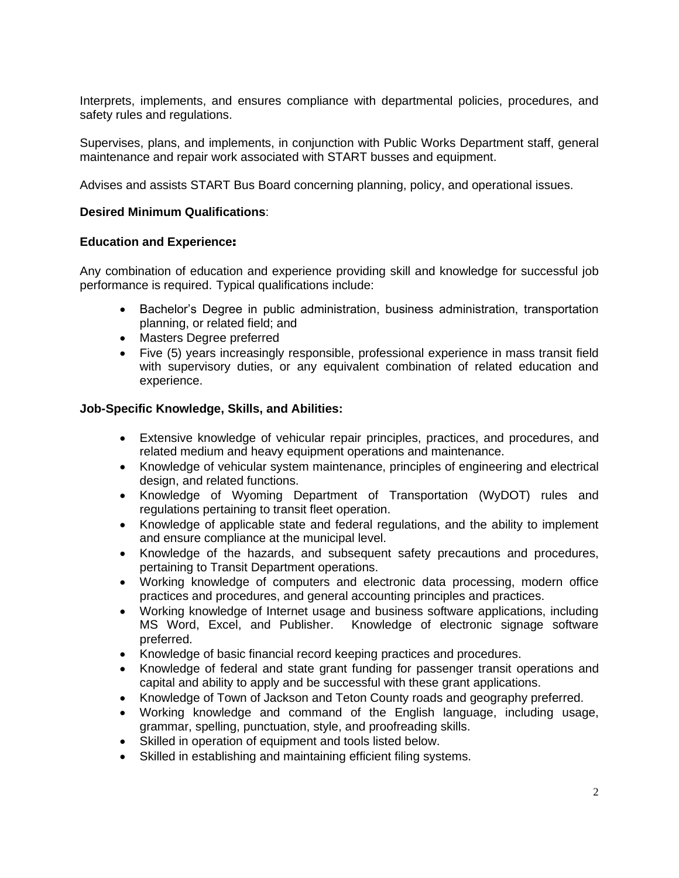Interprets, implements, and ensures compliance with departmental policies, procedures, and safety rules and regulations.

Supervises, plans, and implements, in conjunction with Public Works Department staff, general maintenance and repair work associated with START busses and equipment.

Advises and assists START Bus Board concerning planning, policy, and operational issues.

**Desired Minimum Qualifications**:

**Education and Experience:**

Any combination of education and experience providing skill and knowledge for successful job performance is required. Typical qualifications include:

- Bachelor's Degree in public administration, business administration, transportation planning, or related field; and
- Masters Degree preferred
- Five (5) years increasingly responsible, professional experience in mass transit field with supervisory duties, or any equivalent combination of related education and experience.

**Job-Specific Knowledge, Skills, and Abilities:**

- Extensive knowledge of vehicular repair principles, practices, and procedures, and related medium and heavy equipment operations and maintenance.
- Knowledge of vehicular system maintenance, principles of engineering and electrical design, and related functions.
- Knowledge of Wyoming Department of Transportation (WyDOT) rules and regulations pertaining to transit fleet operation.
- Knowledge of applicable state and federal regulations, and the ability to implement and ensure compliance at the municipal level.
- Knowledge of the hazards, and subsequent safety precautions and procedures, pertaining to Transit Department operations.
- Working knowledge of computers and electronic data processing, modern office practices and procedures, and general accounting principles and practices.
- Working knowledge of Internet usage and business software applications, including MS Word, Excel, and Publisher. Knowledge of electronic signage software preferred.
- Knowledge of basic financial record keeping practices and procedures.
- Knowledge of federal and state grant funding for passenger transit operations and capital and ability to apply and be successful with these grant applications.
- Knowledge of Town of Jackson and Teton County roads and geography preferred.
- Working knowledge and command of the English language, including usage, grammar, spelling, punctuation, style, and proofreading skills.
- Skilled in operation of equipment and tools listed below.
- Skilled in establishing and maintaining efficient filing systems.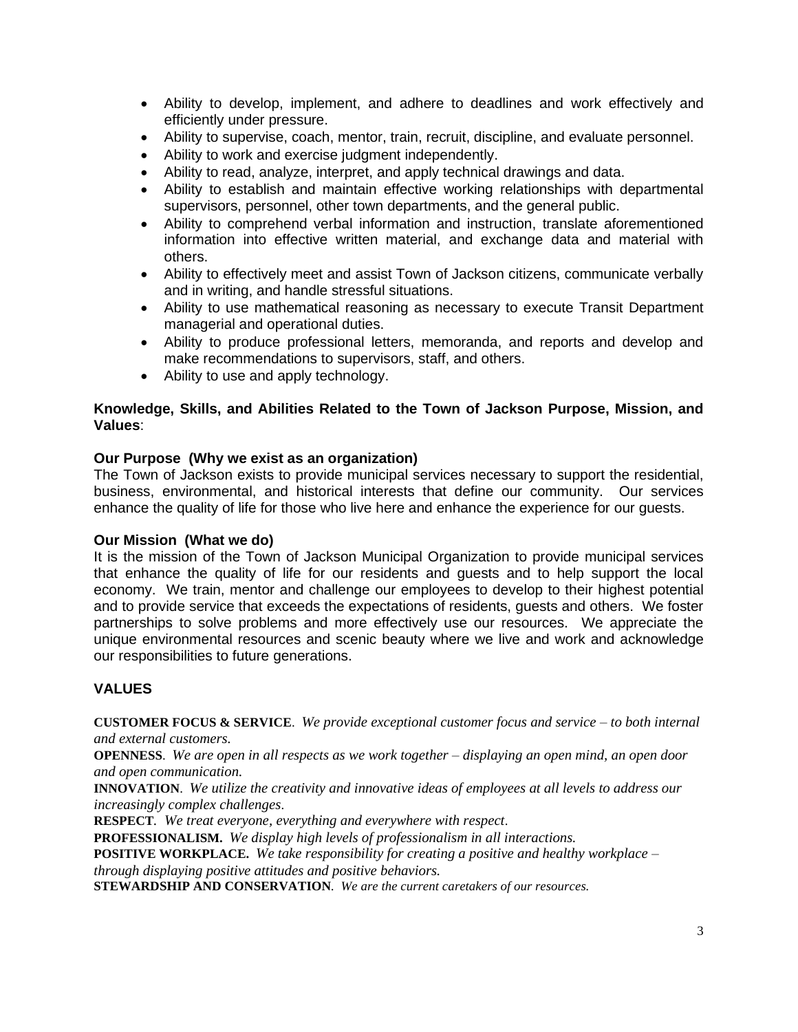- Ability to develop, implement, and adhere to deadlines and work effectively and efficiently under pressure.
- Ability to supervise, coach, mentor, train, recruit, discipline, and evaluate personnel.
- Ability to work and exercise judgment independently.
- Ability to read, analyze, interpret, and apply technical drawings and data.
- Ability to establish and maintain effective working relationships with departmental supervisors, personnel, other town departments, and the general public.
- Ability to comprehend verbal information and instruction, translate aforementioned information into effective written material, and exchange data and material with others.
- Ability to effectively meet and assist Town of Jackson citizens, communicate verbally and in writing, and handle stressful situations.
- Ability to use mathematical reasoning as necessary to execute Transit Department managerial and operational duties.
- Ability to produce professional letters, memoranda, and reports and develop and make recommendations to supervisors, staff, and others.
- Ability to use and apply technology.

**Knowledge, Skills, and Abilities Related to the Town of Jackson Purpose, Mission, and Values**:

**Our Purpose (Why we exist as an organization)**
The Town of Jackson exists to provide municipal services necessary to support the residential, business, environmental, and historical interests that define our community. Our services enhance the quality of life for those who live here and enhance the experience for our guests.

**Our Mission (What we do)**
It is the mission of the Town of Jackson Municipal Organization to provide municipal services that enhance the quality of life for our residents and guests and to help support the local economy. We train, mentor and challenge our employees to develop to their highest potential and to provide service that exceeds the expectations of residents, guests and others. We foster partnerships to solve problems and more effectively use our resources. We appreciate the unique environmental resources and scenic beauty where we live and work and acknowledge our responsibilities to future generations.

## VALUES

**CUSTOMER FOCUS & SERVICE**. *We provide exceptional customer focus and service – to both internal and external customers.*
**OPENNESS**. *We are open in all respects as we work together – displaying an open mind, an open door and open communication.*
**INNOVATION**. *We utilize the creativity and innovative ideas of employees at all levels to address our increasingly complex challenges.*
**RESPECT**. *We treat everyone, everything and everywhere with respect.*
**PROFESSIONALISM.** *We display high levels of professionalism in all interactions.*
**POSITIVE WORKPLACE.** *We take responsibility for creating a positive and healthy workplace – through displaying positive attitudes and positive behaviors.*
**STEWARDSHIP AND CONSERVATION**. *We are the current caretakers of our resources.*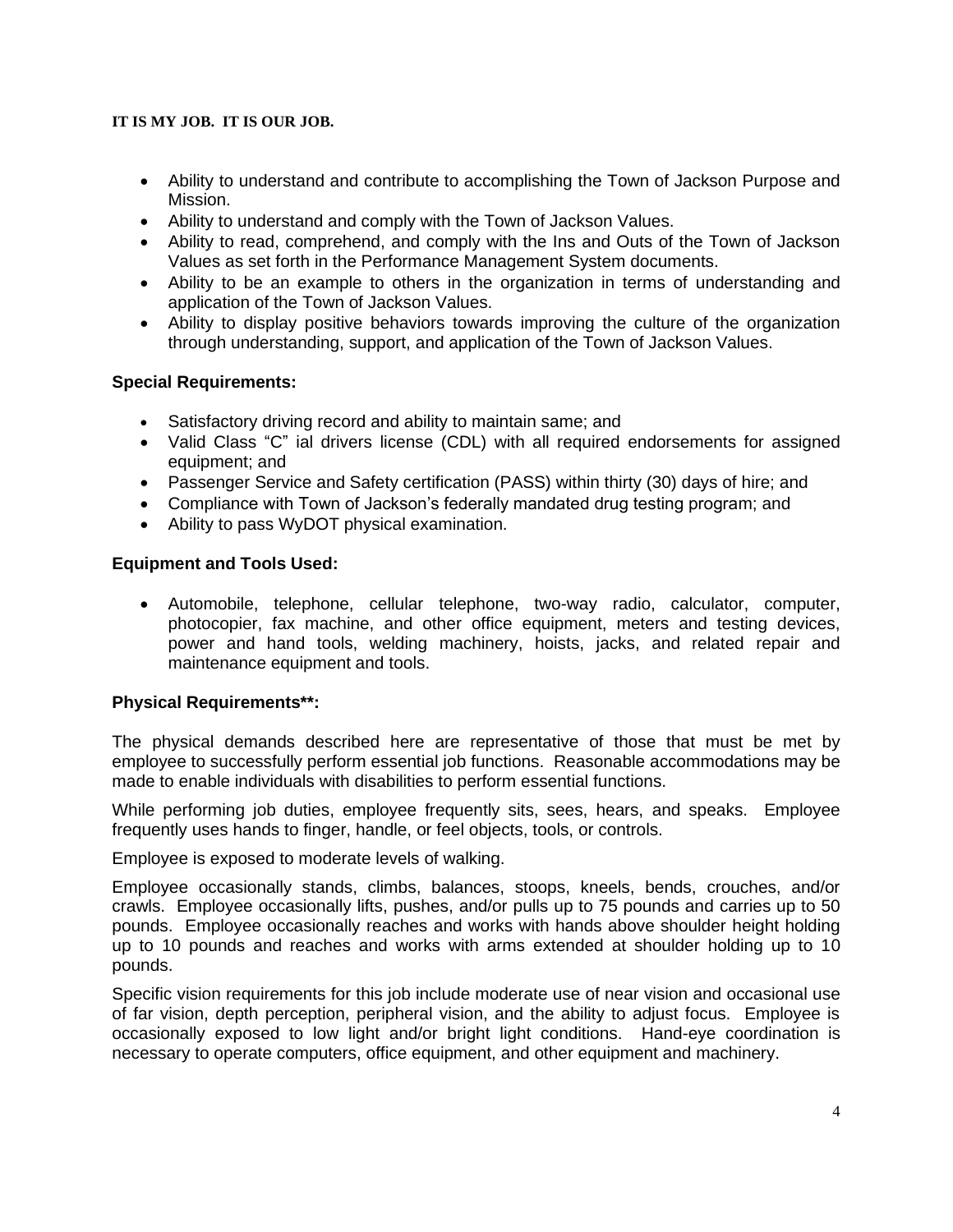**IT IS MY JOB. IT IS OUR JOB.**

- Ability to understand and contribute to accomplishing the Town of Jackson Purpose and Mission.
- Ability to understand and comply with the Town of Jackson Values.
- Ability to read, comprehend, and comply with the Ins and Outs of the Town of Jackson Values as set forth in the Performance Management System documents.
- Ability to be an example to others in the organization in terms of understanding and application of the Town of Jackson Values.
- Ability to display positive behaviors towards improving the culture of the organization through understanding, support, and application of the Town of Jackson Values.

**Special Requirements:**

- Satisfactory driving record and ability to maintain same; and
- Valid Class "C" ial drivers license (CDL) with all required endorsements for assigned equipment; and
- Passenger Service and Safety certification (PASS) within thirty (30) days of hire; and
- Compliance with Town of Jackson's federally mandated drug testing program; and
- Ability to pass WyDOT physical examination.

**Equipment and Tools Used:**

- Automobile, telephone, cellular telephone, two-way radio, calculator, computer, photocopier, fax machine, and other office equipment, meters and testing devices, power and hand tools, welding machinery, hoists, jacks, and related repair and maintenance equipment and tools.

**Physical Requirements**:**

The physical demands described here are representative of those that must be met by employee to successfully perform essential job functions. Reasonable accommodations may be made to enable individuals with disabilities to perform essential functions.

While performing job duties, employee frequently sits, sees, hears, and speaks. Employee frequently uses hands to finger, handle, or feel objects, tools, or controls.

Employee is exposed to moderate levels of walking.

Employee occasionally stands, climbs, balances, stoops, kneels, bends, crouches, and/or crawls. Employee occasionally lifts, pushes, and/or pulls up to 75 pounds and carries up to 50 pounds. Employee occasionally reaches and works with hands above shoulder height holding up to 10 pounds and reaches and works with arms extended at shoulder holding up to 10 pounds.

Specific vision requirements for this job include moderate use of near vision and occasional use of far vision, depth perception, peripheral vision, and the ability to adjust focus. Employee is occasionally exposed to low light and/or bright light conditions. Hand-eye coordination is necessary to operate computers, office equipment, and other equipment and machinery.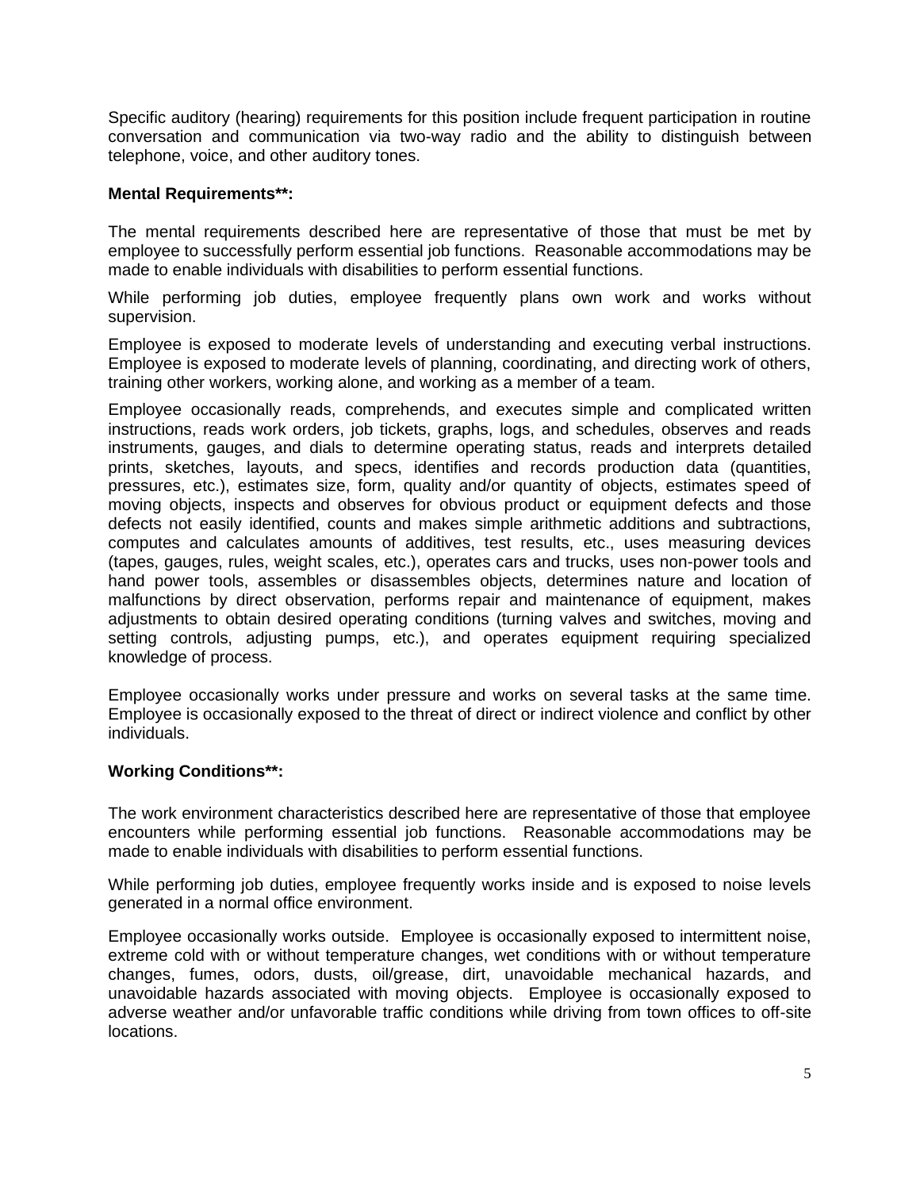Specific auditory (hearing) requirements for this position include frequent participation in routine conversation and communication via two-way radio and the ability to distinguish between telephone, voice, and other auditory tones.

**Mental Requirements**:**

The mental requirements described here are representative of those that must be met by employee to successfully perform essential job functions. Reasonable accommodations may be made to enable individuals with disabilities to perform essential functions.

While performing job duties, employee frequently plans own work and works without supervision.

Employee is exposed to moderate levels of understanding and executing verbal instructions. Employee is exposed to moderate levels of planning, coordinating, and directing work of others, training other workers, working alone, and working as a member of a team.

Employee occasionally reads, comprehends, and executes simple and complicated written instructions, reads work orders, job tickets, graphs, logs, and schedules, observes and reads instruments, gauges, and dials to determine operating status, reads and interprets detailed prints, sketches, layouts, and specs, identifies and records production data (quantities, pressures, etc.), estimates size, form, quality and/or quantity of objects, estimates speed of moving objects, inspects and observes for obvious product or equipment defects and those defects not easily identified, counts and makes simple arithmetic additions and subtractions, computes and calculates amounts of additives, test results, etc., uses measuring devices (tapes, gauges, rules, weight scales, etc.), operates cars and trucks, uses non-power tools and hand power tools, assembles or disassembles objects, determines nature and location of malfunctions by direct observation, performs repair and maintenance of equipment, makes adjustments to obtain desired operating conditions (turning valves and switches, moving and setting controls, adjusting pumps, etc.), and operates equipment requiring specialized knowledge of process.

Employee occasionally works under pressure and works on several tasks at the same time. Employee is occasionally exposed to the threat of direct or indirect violence and conflict by other individuals.

**Working Conditions**:**

The work environment characteristics described here are representative of those that employee encounters while performing essential job functions. Reasonable accommodations may be made to enable individuals with disabilities to perform essential functions.

While performing job duties, employee frequently works inside and is exposed to noise levels generated in a normal office environment.

Employee occasionally works outside. Employee is occasionally exposed to intermittent noise, extreme cold with or without temperature changes, wet conditions with or without temperature changes, fumes, odors, dusts, oil/grease, dirt, unavoidable mechanical hazards, and unavoidable hazards associated with moving objects. Employee is occasionally exposed to adverse weather and/or unfavorable traffic conditions while driving from town offices to off-site locations.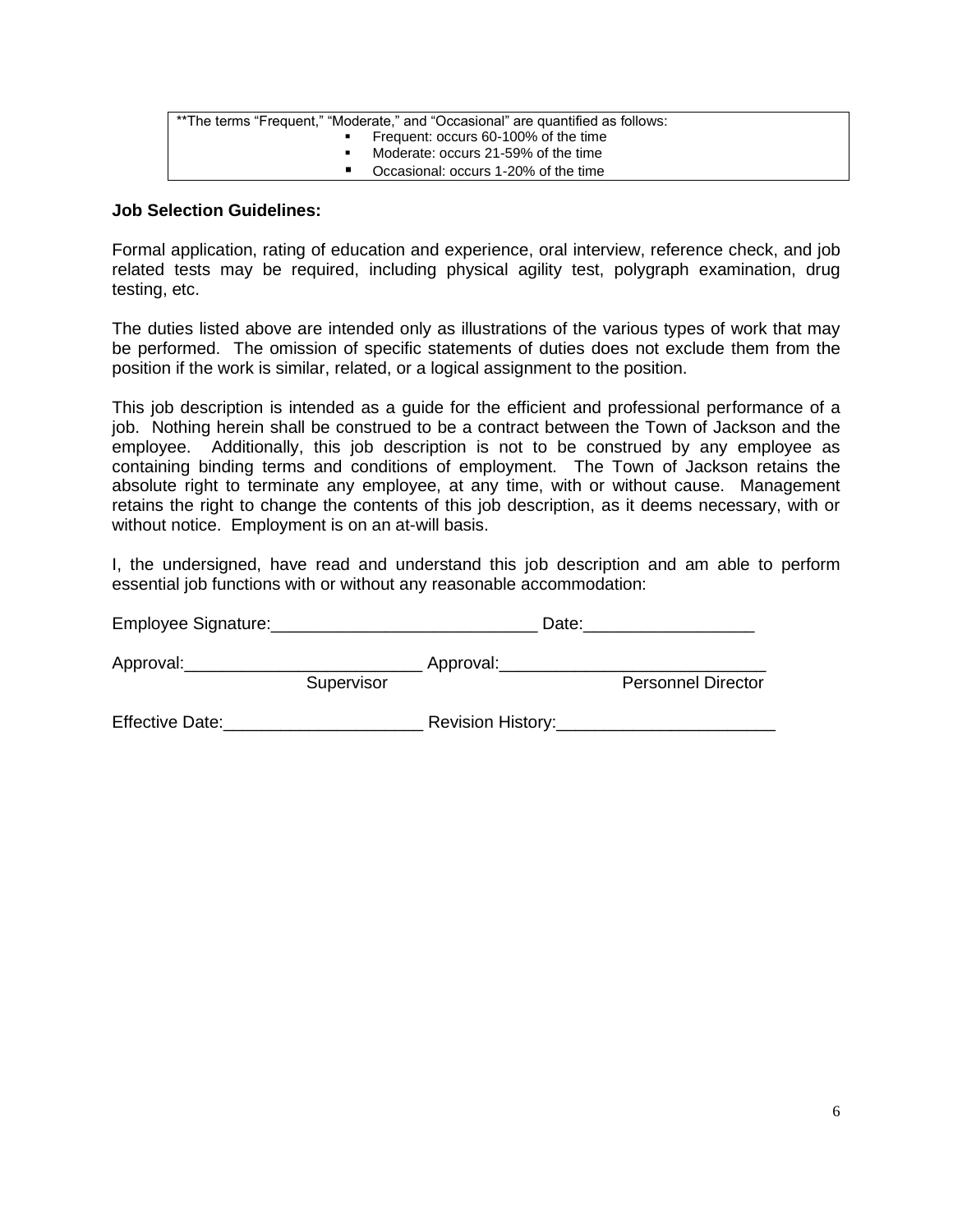**The terms "Frequent," "Moderate," and "Occasional" are quantified as follows:

- Frequent: occurs 60-100% of the time
- Moderate: occurs 21-59% of the time
- Occasional: occurs 1-20% of the time

**Job Selection Guidelines:**

Formal application, rating of education and experience, oral interview, reference check, and job related tests may be required, including physical agility test, polygraph examination, drug testing, etc.

The duties listed above are intended only as illustrations of the various types of work that may be performed. The omission of specific statements of duties does not exclude them from the position if the work is similar, related, or a logical assignment to the position.

This job description is intended as a guide for the efficient and professional performance of a job. Nothing herein shall be construed to be a contract between the Town of Jackson and the employee. Additionally, this job description is not to be construed by any employee as containing binding terms and conditions of employment. The Town of Jackson retains the absolute right to terminate any employee, at any time, with or without cause. Management retains the right to change the contents of this job description, as it deems necessary, with or without notice. Employment is on an at-will basis.

I, the undersigned, have read and understand this job description and am able to perform essential job functions with or without any reasonable accommodation:

Employee Signature:____________________________ Date:__________________

Approval:_________________________ Approval:____________________________
Supervisor Personnel Director

Effective Date:_____________________ Revision History:_______________________